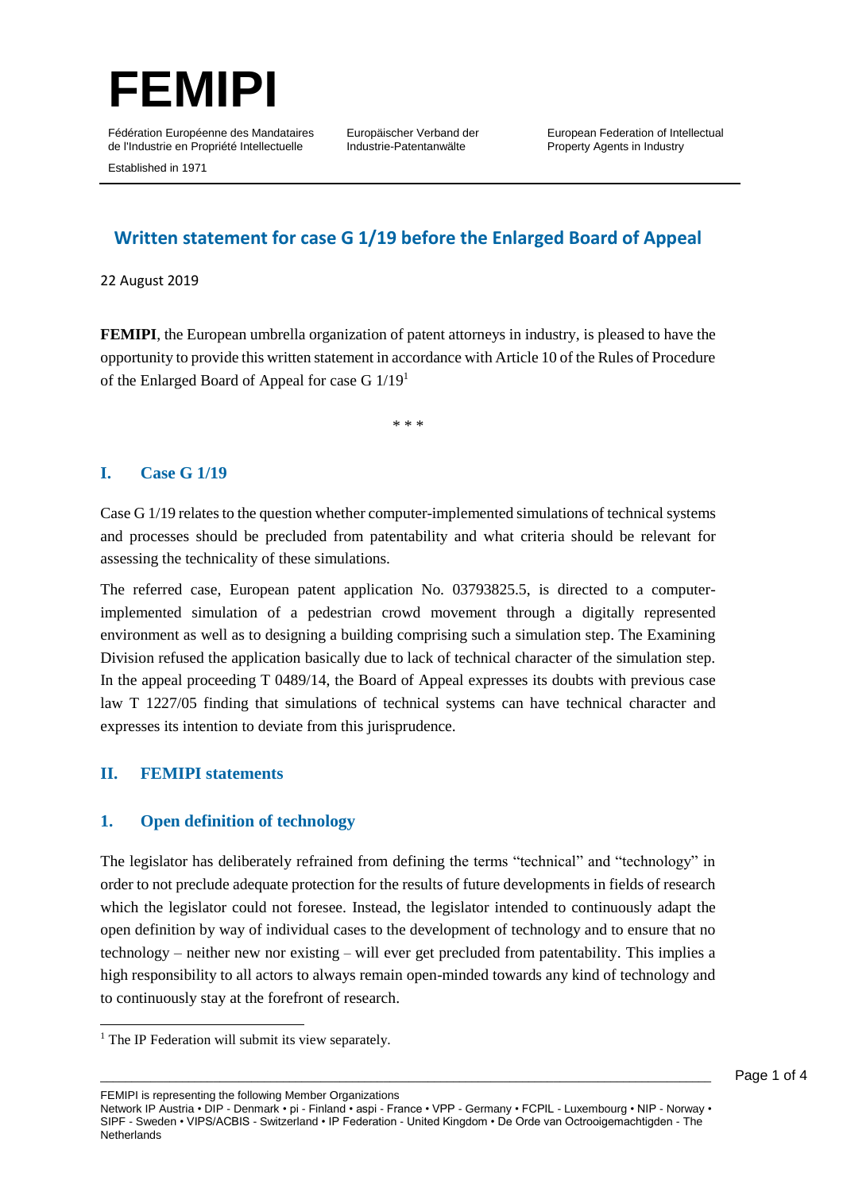# FEMIPI

Fédération Européenne des Mandataires de l'Industrie en Propriété Intellectuelle

Europäischer Verband der Industrie-Patentanwälte

European Federation of Intellectual Property Agents in Industry

Established in 1971

## Written statement for case G 1/19 before the Enlarged Board of Appeal

22 August 2019

**FEMIPI**, the European umbrella organization of patent attorneys in industry, is pleased to have the opportunity to provide this written statement in accordance with Article 10 of the Rules of Procedure of the Enlarged Board of Appeal for case G 1/19[1]

\* \* \*

## I. Case G 1/19

Case G 1/19 relates to the question whether computer-implemented simulations of technical systems and processes should be precluded from patentability and what criteria should be relevant for assessing the technicality of these simulations.

The referred case, European patent application No. 03793825.5, is directed to a computer-implemented simulation of a pedestrian crowd movement through a digitally represented environment as well as to designing a building comprising such a simulation step. The Examining Division refused the application basically due to lack of technical character of the simulation step. In the appeal proceeding T 0489/14, the Board of Appeal expresses its doubts with previous case law T 1227/05 finding that simulations of technical systems can have technical character and expresses its intention to deviate from this jurisprudence.

## II. FEMIPI statements

### 1. Open definition of technology

The legislator has deliberately refrained from defining the terms "technical" and "technology" in order to not preclude adequate protection for the results of future developments in fields of research which the legislator could not foresee. Instead, the legislator intended to continuously adapt the open definition by way of individual cases to the development of technology and to ensure that no technology – neither new nor existing – will ever get precluded from patentability. This implies a high responsibility to all actors to always remain open-minded towards any kind of technology and to continuously stay at the forefront of research.

[1] The IP Federation will submit its view separately.

FEMIPI is representing the following Member Organizations
Network IP Austria • DIP - Denmark • pi - Finland • aspi - France • VPP - Germany • FCPIL - Luxembourg • NIP - Norway • SIPF - Sweden • VIPS/ACBIS - Switzerland • IP Federation - United Kingdom • De Orde van Octrooigemachtigden - The Netherlands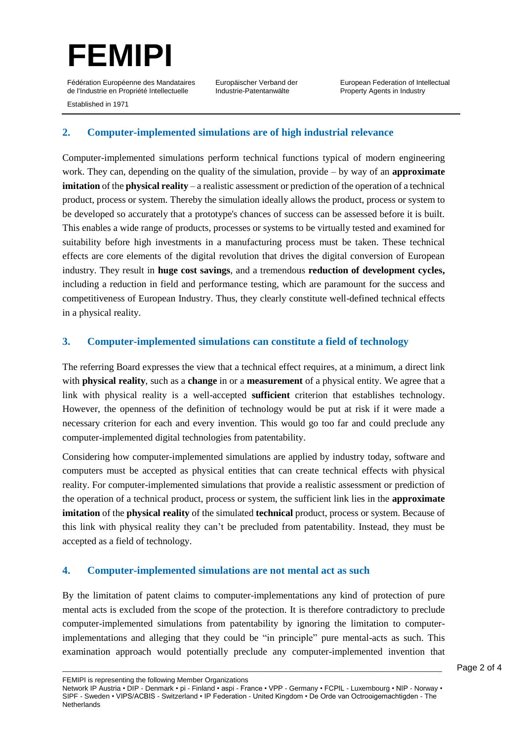## 2. Computer-implemented simulations are of high industrial relevance

Computer-implemented simulations perform technical functions typical of modern engineering work. They can, depending on the quality of the simulation, provide – by way of an **approximate imitation** of the **physical reality** – a realistic assessment or prediction of the operation of a technical product, process or system. Thereby the simulation ideally allows the product, process or system to be developed so accurately that a prototype's chances of success can be assessed before it is built. This enables a wide range of products, processes or systems to be virtually tested and examined for suitability before high investments in a manufacturing process must be taken. These technical effects are core elements of the digital revolution that drives the digital conversion of European industry. They result in **huge cost savings**, and a tremendous **reduction of development cycles,** including a reduction in field and performance testing, which are paramount for the success and competitiveness of European Industry. Thus, they clearly constitute well-defined technical effects in a physical reality.

## 3. Computer-implemented simulations can constitute a field of technology

The referring Board expresses the view that a technical effect requires, at a minimum, a direct link with **physical reality**, such as a **change** in or a **measurement** of a physical entity. We agree that a link with physical reality is a well-accepted **sufficient** criterion that establishes technology. However, the openness of the definition of technology would be put at risk if it were made a necessary criterion for each and every invention. This would go too far and could preclude any computer-implemented digital technologies from patentability.

Considering how computer-implemented simulations are applied by industry today, software and computers must be accepted as physical entities that can create technical effects with physical reality. For computer-implemented simulations that provide a realistic assessment or prediction of the operation of a technical product, process or system, the sufficient link lies in the **approximate imitation** of the **physical reality** of the simulated **technical** product, process or system. Because of this link with physical reality they can't be precluded from patentability. Instead, they must be accepted as a field of technology.

## 4. Computer-implemented simulations are not mental act as such

By the limitation of patent claims to computer-implementations any kind of protection of pure mental acts is excluded from the scope of the protection. It is therefore contradictory to preclude computer-implemented simulations from patentability by ignoring the limitation to computer-implementations and alleging that they could be "in principle" pure mental-acts as such. This examination approach would potentially preclude any computer-implemented invention that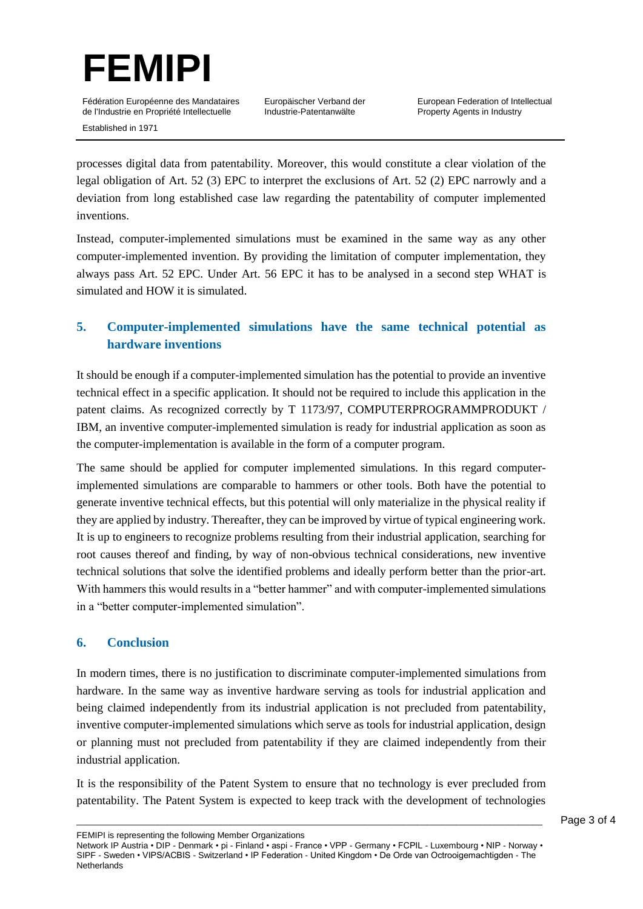processes digital data from patentability. Moreover, this would constitute a clear violation of the legal obligation of Art. 52 (3) EPC to interpret the exclusions of Art. 52 (2) EPC narrowly and a deviation from long established case law regarding the patentability of computer implemented inventions.

Instead, computer-implemented simulations must be examined in the same way as any other computer-implemented invention. By providing the limitation of computer implementation, they always pass Art. 52 EPC. Under Art. 56 EPC it has to be analysed in a second step WHAT is simulated and HOW it is simulated.

## 5. Computer-implemented simulations have the same technical potential as hardware inventions

It should be enough if a computer-implemented simulation has the potential to provide an inventive technical effect in a specific application. It should not be required to include this application in the patent claims. As recognized correctly by T 1173/97, COMPUTERPROGRAMMPRODUKT / IBM, an inventive computer-implemented simulation is ready for industrial application as soon as the computer-implementation is available in the form of a computer program.

The same should be applied for computer implemented simulations. In this regard computer-implemented simulations are comparable to hammers or other tools. Both have the potential to generate inventive technical effects, but this potential will only materialize in the physical reality if they are applied by industry. Thereafter, they can be improved by virtue of typical engineering work. It is up to engineers to recognize problems resulting from their industrial application, searching for root causes thereof and finding, by way of non-obvious technical considerations, new inventive technical solutions that solve the identified problems and ideally perform better than the prior-art. With hammers this would results in a "better hammer" and with computer-implemented simulations in a "better computer-implemented simulation".

## 6. Conclusion

In modern times, there is no justification to discriminate computer-implemented simulations from hardware. In the same way as inventive hardware serving as tools for industrial application and being claimed independently from its industrial application is not precluded from patentability, inventive computer-implemented simulations which serve as tools for industrial application, design or planning must not precluded from patentability if they are claimed independently from their industrial application.

It is the responsibility of the Patent System to ensure that no technology is ever precluded from patentability. The Patent System is expected to keep track with the development of technologies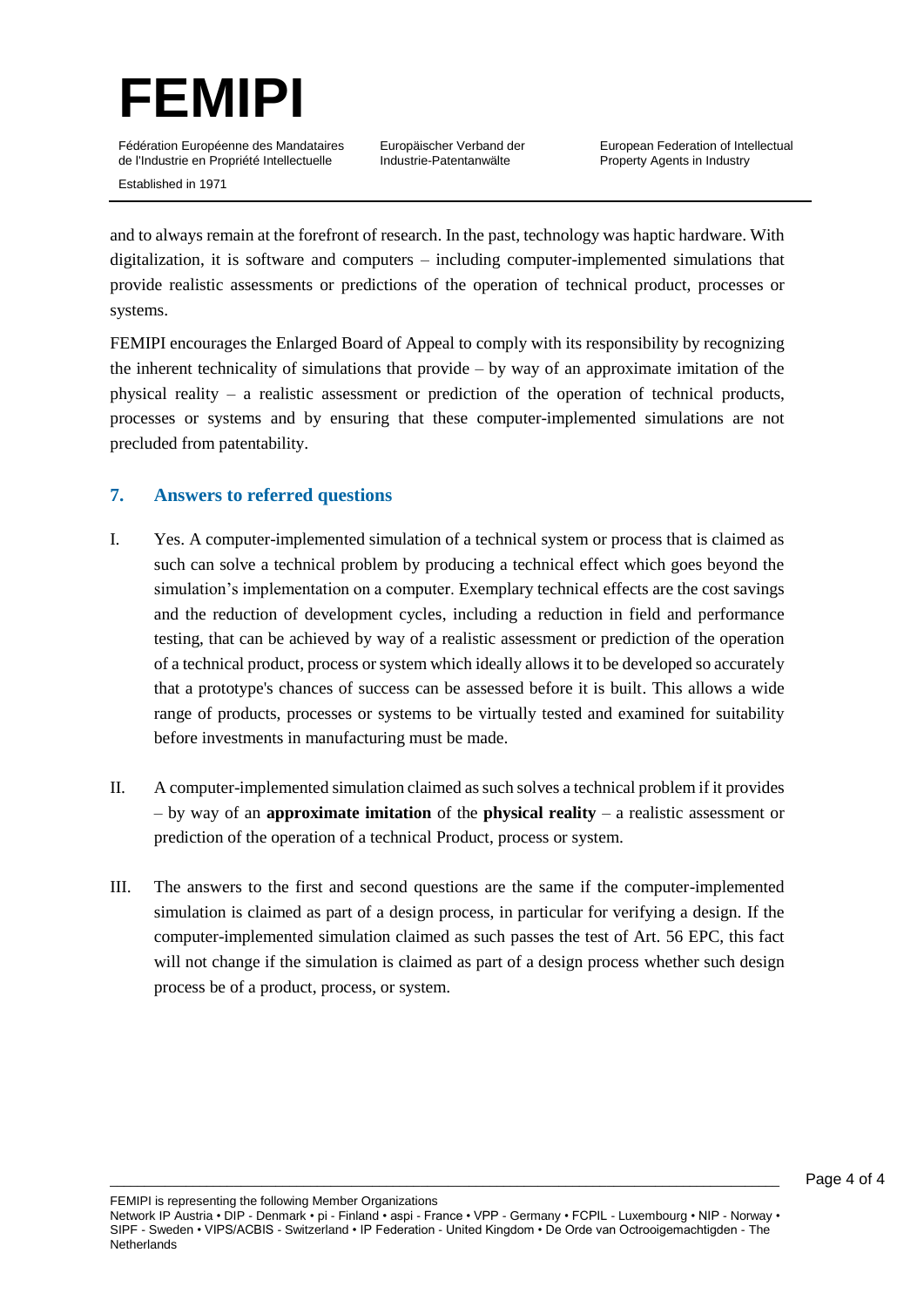and to always remain at the forefront of research. In the past, technology was haptic hardware. With digitalization, it is software and computers – including computer-implemented simulations that provide realistic assessments or predictions of the operation of technical product, processes or systems.

FEMIPI encourages the Enlarged Board of Appeal to comply with its responsibility by recognizing the inherent technicality of simulations that provide – by way of an approximate imitation of the physical reality – a realistic assessment or prediction of the operation of technical products, processes or systems and by ensuring that these computer-implemented simulations are not precluded from patentability.

## 7. Answers to referred questions

I. Yes. A computer-implemented simulation of a technical system or process that is claimed as such can solve a technical problem by producing a technical effect which goes beyond the simulation's implementation on a computer. Exemplary technical effects are the cost savings and the reduction of development cycles, including a reduction in field and performance testing, that can be achieved by way of a realistic assessment or prediction of the operation of a technical product, process or system which ideally allows it to be developed so accurately that a prototype's chances of success can be assessed before it is built. This allows a wide range of products, processes or systems to be virtually tested and examined for suitability before investments in manufacturing must be made.

II. A computer-implemented simulation claimed as such solves a technical problem if it provides – by way of an **approximate imitation** of the **physical reality** – a realistic assessment or prediction of the operation of a technical Product, process or system.

III. The answers to the first and second questions are the same if the computer-implemented simulation is claimed as part of a design process, in particular for verifying a design. If the computer-implemented simulation claimed as such passes the test of Art. 56 EPC, this fact will not change if the simulation is claimed as part of a design process whether such design process be of a product, process, or system.